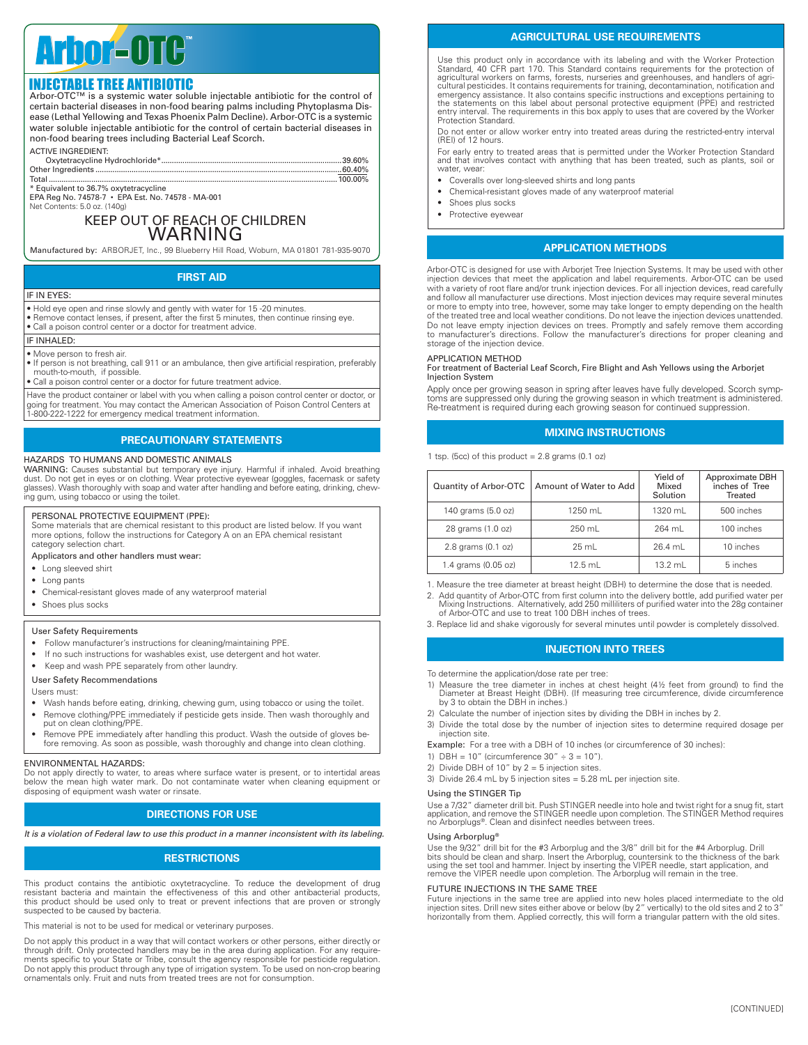# Arbor-OTC™

## INJECTABLE TREE ANTIBIOTIC

Arbor-OTC™ is a systemic water soluble injectable antibiotic for the control of certain bacterial diseases in non-food bearing palms including Phytoplasma Disease (Lethal Yellowing and Texas Phoenix Palm Decline). Arbor-OTC is a systemic water soluble injectable antibiotic for the control of certain bacterial diseases in non-food bearing trees including Bacterial Leaf Scorch.

ACTIVE INGREDIENT:

Oxytetracycline Hydrochloride* .......... 39.60%
Other Ingredients .......... 60.40%
Total .......... 100.00%

* Equivalent to 36.7% oxytetracycline

EPA Reg No. 74578-7 • EPA Est. No. 74578 - MA-001

Net Contents: 5.0 oz. (140g)

**KEEP OUT OF REACH OF CHILDREN**

**WARNING**

Manufactured by: ARBORJET, Inc., 99 Blueberry Hill Road, Woburn, MA 01801 781-935-9070

## FIRST AID

IF IN EYES:

- Hold eye open and rinse slowly and gently with water for 15 -20 minutes.
- Remove contact lenses, if present, after the first 5 minutes, then continue rinsing eye.
- Call a poison control center or a doctor for treatment advice.

IF INHALED:

- Move person to fresh air.
- If person is not breathing, call 911 or an ambulance, then give artificial respiration, preferably mouth-to-mouth, if possible.
- Call a poison control center or a doctor for future treatment advice.

Have the product container or label with you when calling a poison control center or doctor, or going for treatment. You may contact the American Association of Poison Control Centers at 1-800-222-1222 for emergency medical treatment information.

## PRECAUTIONARY STATEMENTS

HAZARDS TO HUMANS AND DOMESTIC ANIMALS

WARNING: Causes substantial but temporary eye injury. Harmful if inhaled. Avoid breathing dust. Do not get in eyes or on clothing. Wear protective eyewear (goggles, facemask or safety glasses). Wash thoroughly with soap and water after handling and before eating, drinking, chewing gum, using tobacco or using the toilet.

PERSONAL PROTECTIVE EQUIPMENT (PPE):

Some materials that are chemical resistant to this product are listed below. If you want more options, follow the instructions for Category A on an EPA chemical resistant category selection chart.

Applicators and other handlers must wear:

- Long sleeved shirt
- Long pants
- Chemical-resistant gloves made of any waterproof material
- Shoes plus socks

User Safety Requirements

- Follow manufacturer's instructions for cleaning/maintaining PPE.
- If no such instructions for washables exist, use detergent and hot water.
- Keep and wash PPE separately from other laundry.

User Safety Recommendations

Users must:

- Wash hands before eating, drinking, chewing gum, using tobacco or using the toilet.
- Remove clothing/PPE immediately if pesticide gets inside. Then wash thoroughly and put on clean clothing/PPE.
- Remove PPE immediately after handling this product. Wash the outside of gloves before removing. As soon as possible, wash thoroughly and change into clean clothing.

ENVIRONMENTAL HAZARDS:

Do not apply directly to water, to areas where surface water is present, or to intertidal areas below the mean high water mark. Do not contaminate water when cleaning equipment or disposing of equipment wash water or rinsate.

## DIRECTIONS FOR USE

*It is a violation of Federal law to use this product in a manner inconsistent with its labeling.*

## RESTRICTIONS

This product contains the antibiotic oxytetracycline. To reduce the development of drug resistant bacteria and maintain the effectiveness of this and other antibacterial products, this product should be used only to treat or prevent infections that are proven or strongly suspected to be caused by bacteria.

This material is not to be used for medical or veterinary purposes.

Do not apply this product in a way that will contact workers or other persons, either directly or through drift. Only protected handlers may be in the area during application. For any requirements specific to your State or Tribe, consult the agency responsible for pesticide regulation. Do not apply this product through any type of irrigation system. To be used on non-crop bearing ornamentals only. Fruit and nuts from treated trees are not for consumption.

## AGRICULTURAL USE REQUIREMENTS

Use this product only in accordance with its labeling and with the Worker Protection Standard, 40 CFR part 170. This Standard contains requirements for the protection of agricultural workers on farms, forests, nurseries and greenhouses, and handlers of agricultural pesticides. It contains requirements for training, decontamination, notification and emergency assistance. It also contains specific instructions and exceptions pertaining to the statements on this label about personal protective equipment (PPE) and restricted entry interval. The requirements in this box apply to uses that are covered by the Worker Protection Standard.

Do not enter or allow worker entry into treated areas during the restricted-entry interval (REI) of 12 hours.

For early entry to treated areas that is permitted under the Worker Protection Standard and that involves contact with anything that has been treated, such as plants, soil or water, wear:

- Coveralls over long-sleeved shirts and long pants
- Chemical-resistant gloves made of any waterproof material
- Shoes plus socks
- Protective eyewear

## APPLICATION METHODS

Arbor-OTC is designed for use with Arborjet Tree Injection Systems. It may be used with other injection devices that meet the application and label requirements. Arbor-OTC can be used with a variety of root flare and/or trunk injection devices. For all injection devices, read carefully and follow all manufacturer use directions. Most injection devices may require several minutes or more to empty into tree, however, some may take longer to empty depending on the health of the treated tree and local weather conditions. Do not leave the injection devices unattended. Do not leave empty injection devices on trees. Promptly and safely remove them according to manufacturer's directions. Follow the manufacturer's directions for proper cleaning and storage of the injection device.

APPLICATION METHOD

**For treatment of Bacterial Leaf Scorch, Fire Blight and Ash Yellows using the Arborjet Injection System**

Apply once per growing season in spring after leaves have fully developed. Scorch symptoms are suppressed only during the growing season in which treatment is administered. Re-treatment is required during each growing season for continued suppression.

## MIXING INSTRUCTIONS

1 tsp. (5cc) of this product = 2.8 grams (0.1 oz)

| Quantity of Arbor-OTC | Amount of Water to Add | Yield of Mixed Solution | Approximate DBH inches of Tree Treated |
|---|---|---|---|
| 140 grams (5.0 oz) | 1250 mL | 1320 mL | 500 inches |
| 28 grams (1.0 oz) | 250 mL | 264 mL | 100 inches |
| 2.8 grams (0.1 oz) | 25 mL | 26.4 mL | 10 inches |
| 1.4 grams (0.05 oz) | 12.5 mL | 13.2 mL | 5 inches |

1. Measure the tree diameter at breast height (DBH) to determine the dose that is needed.
2. Add quantity of Arbor-OTC from first column into the delivery bottle, add purified water per Mixing Instructions. Alternatively, add 250 milliliters of purified water into the 28g container of Arbor-OTC and use to treat 100 DBH inches of trees.
3. Replace lid and shake vigorously for several minutes until powder is completely dissolved.

## INJECTION INTO TREES

To determine the application/dose rate per tree:

1) Measure the tree diameter in inches at chest height (4½ feet from ground) to find the Diameter at Breast Height (DBH). (If measuring tree circumference, divide circumference by 3 to obtain the DBH in inches.)
2) Calculate the number of injection sites by dividing the DBH in inches by 2.
3) Divide the total dose by the number of injection sites to determine required dosage per injection site.

Example: For a tree with a DBH of 10 inches (or circumference of 30 inches):

1) DBH = 10" (circumference 30" ÷ 3 = 10").
2) Divide DBH of 10" by 2 = 5 injection sites.
3) Divide 26.4 mL by 5 injection sites = 5.28 mL per injection site.

Using the STINGER Tip

Use a 7/32" diameter drill bit. Push STINGER needle into hole and twist right for a snug fit, start application, and remove the STINGER needle upon completion. The STINGER Method requires no Arborplugs®. Clean and disinfect needles between trees.

Using Arborplug®

Use the 9/32" drill bit for the #3 Arborplug and the 3/8" drill bit for the #4 Arborplug. Drill bits should be clean and sharp. Insert the Arborplug, countersink to the thickness of the bark using the set tool and hammer. Inject by inserting the VIPER needle, start application, and remove the VIPER needle upon completion. The Arborplug will remain in the tree.

FUTURE INJECTIONS IN THE SAME TREE

Future injections in the same tree are applied into new holes placed intermediate to the old injection sites. Drill new sites either above or below (by 2" vertically) to the old sites and 2 to 3" horizontally from them. Applied correctly, this will form a triangular pattern with the old sites.

[CONTINUED]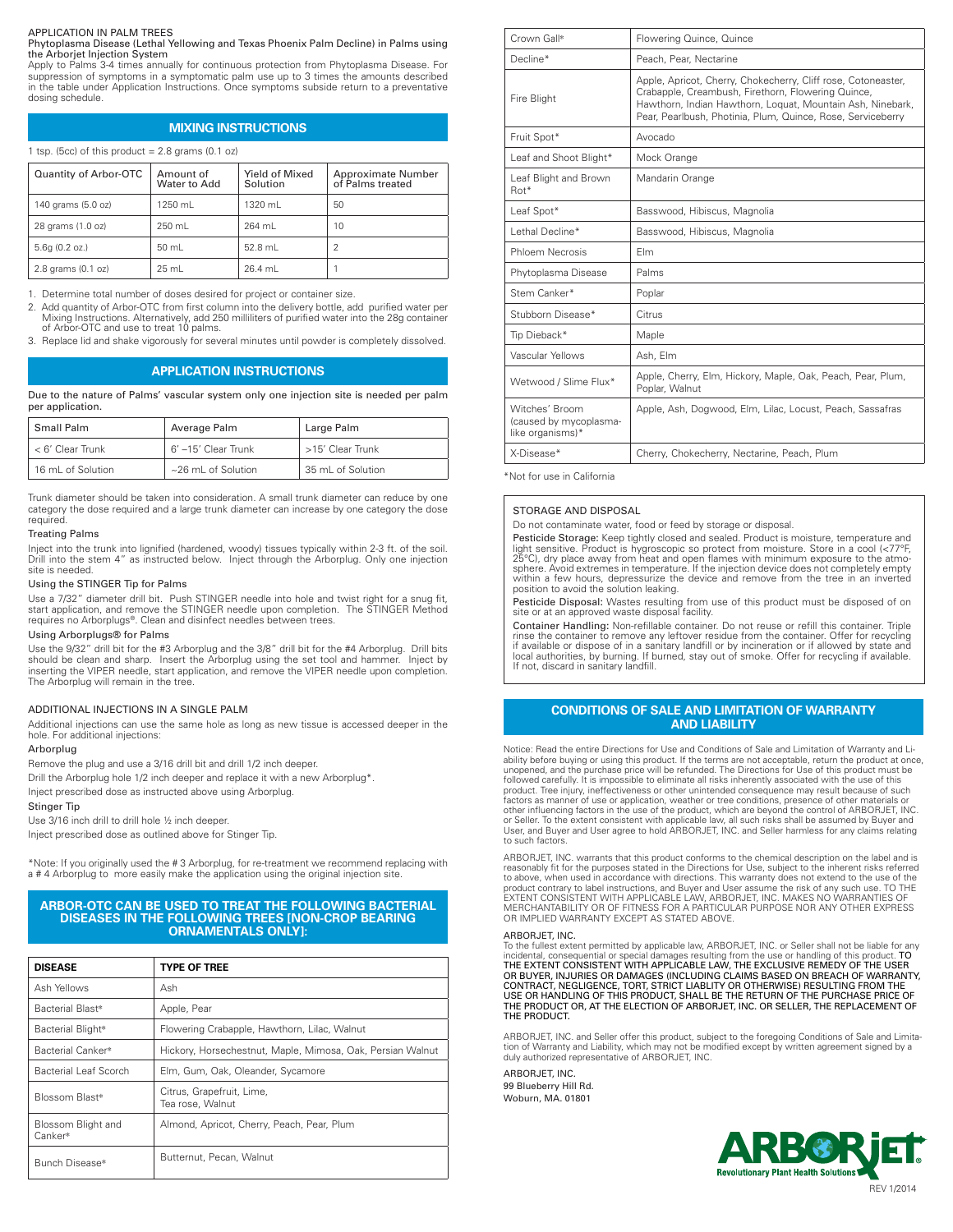## APPLICATION IN PALM TREES

### Phytoplasma Disease (Lethal Yellowing and Texas Phoenix Palm Decline) in Palms using the Arborjet Injection System

Apply to Palms 3-4 times annually for continuous protection from Phytoplasma Disease. For suppression of symptoms in a symptomatic palm use up to 3 times the amounts described in the table under Application Instructions. Once symptoms subside return to a preventative dosing schedule.

## MIXING INSTRUCTIONS

1 tsp. (5cc) of this product = 2.8 grams (0.1 oz)

| Quantity of Arbor-OTC | Amount of Water to Add | Yield of Mixed Solution | Approximate Number of Palms treated |
|---|---|---|---|
| 140 grams (5.0 oz) | 1250 mL | 1320 mL | 50 |
| 28 grams (1.0 oz) | 250 mL | 264 mL | 10 |
| 5.6g (0.2 oz.) | 50 mL | 52.8 mL | 2 |
| 2.8 grams (0.1 oz) | 25 mL | 26.4 mL | 1 |

1. Determine total number of doses desired for project or container size.
2. Add quantity of Arbor-OTC from first column into the delivery bottle, add purified water per Mixing Instructions. Alternatively, add 250 milliliters of purified water into the 28g container of Arbor-OTC and use to treat 10 palms.
3. Replace lid and shake vigorously for several minutes until powder is completely dissolved.

## APPLICATION INSTRUCTIONS

Due to the nature of Palms' vascular system only one injection site is needed per palm per application.

| Small Palm | Average Palm | Large Palm |
|---|---|---|
| < 6' Clear Trunk | 6' –15' Clear Trunk | >15' Clear Trunk |
| 16 mL of Solution | ~26 mL of Solution | 35 mL of Solution |

Trunk diameter should be taken into consideration. A small trunk diameter can reduce by one category the dose required and a large trunk diameter can increase by one category the dose required.

### Treating Palms

Inject into the trunk into lignified (hardened, woody) tissues typically within 2-3 ft. of the soil. Drill into the stem 4" as instructed below. Inject through the Arborplug. Only one injection site is needed.

### Using the STINGER Tip for Palms

Use a 7/32" diameter drill bit. Push STINGER needle into hole and twist right for a snug fit, start application, and remove the STINGER needle upon completion. The STINGER Method requires no Arborplugs®. Clean and disinfect needles between trees.

### Using Arborplugs® for Palms

Use the 9/32" drill bit for the #3 Arborplug and the 3/8" drill bit for the #4 Arborplug. Drill bits should be clean and sharp. Insert the Arborplug using the set tool and hammer. Inject by inserting the VIPER needle, start application, and remove the VIPER needle upon completion. The Arborplug will remain in the tree.

### ADDITIONAL INJECTIONS IN A SINGLE PALM

Additional injections can use the same hole as long as new tissue is accessed deeper in the hole. For additional injections:

**Arborplug**

Remove the plug and use a 3/16 drill bit and drill 1/2 inch deeper.

Drill the Arborplug hole 1/2 inch deeper and replace it with a new Arborplug*.

Inject prescribed dose as instructed above using Arborplug.

**Stinger Tip**

Use 3/16 inch drill to drill hole ½ inch deeper.

Inject prescribed dose as outlined above for Stinger Tip.

*Note: If you originally used the # 3 Arborplug, for re-treatment we recommend replacing with a # 4 Arborplug to more easily make the application using the original injection site.

## ARBOR-OTC CAN BE USED TO TREAT THE FOLLOWING BACTERIAL DISEASES IN THE FOLLOWING TREES [NON-CROP BEARING ORNAMENTALS ONLY]:

| DISEASE | TYPE OF TREE |
|---|---|
| Ash Yellows | Ash |
| Bacterial Blast* | Apple, Pear |
| Bacterial Blight* | Flowering Crabapple, Hawthorn, Lilac, Walnut |
| Bacterial Canker* | Hickory, Horsechestnut, Maple, Mimosa, Oak, Persian Walnut |
| Bacterial Leaf Scorch | Elm, Gum, Oak, Oleander, Sycamore |
| Blossom Blast* | Citrus, Grapefruit, Lime, Tea rose, Walnut |
| Blossom Blight and Canker* | Almond, Apricot, Cherry, Peach, Pear, Plum |
| Bunch Disease* | Butternut, Pecan, Walnut |
| Crown Gall* | Flowering Quince, Quince |
| Decline* | Peach, Pear, Nectarine |
| Fire Blight | Apple, Apricot, Cherry, Chokecherry, Cliff rose, Cotoneaster, Crabapple, Creambush, Firethorn, Flowering Quince, Hawthorn, Indian Hawthorn, Loquat, Mountain Ash, Ninebark, Pear, Pearlbush, Photinia, Plum, Quince, Rose, Serviceberry |
| Fruit Spot* | Avocado |
| Leaf and Shoot Blight* | Mock Orange |
| Leaf Blight and Brown Rot* | Mandarin Orange |
| Leaf Spot* | Basswood, Hibiscus, Magnolia |
| Lethal Decline* | Basswood, Hibiscus, Magnolia |
| Phloem Necrosis | Elm |
| Phytoplasma Disease | Palms |
| Stem Canker* | Poplar |
| Stubborn Disease* | Citrus |
| Tip Dieback* | Maple |
| Vascular Yellows | Ash, Elm |
| Wetwood / Slime Flux* | Apple, Cherry, Elm, Hickory, Maple, Oak, Peach, Pear, Plum, Poplar, Walnut |
| Witches' Broom (caused by mycoplasma-like organisms)* | Apple, Ash, Dogwood, Elm, Lilac, Locust, Peach, Sassafras |
| X-Disease* | Cherry, Chokecherry, Nectarine, Peach, Plum |

*Not for use in California

### STORAGE AND DISPOSAL

Do not contaminate water, food or feed by storage or disposal.

**Pesticide Storage:** Keep tightly closed and sealed. Product is moisture, temperature and light sensitive. Product is hygroscopic so protect from moisture. Store in a cool (<77°F, 25°C), dry place away from heat and open flames with minimum exposure to the atmosphere. Avoid extremes in temperature. If the injection device does not completely empty within a few hours, depressurize the device and remove from the tree in an inverted position to avoid the solution leaking.

**Pesticide Disposal:** Wastes resulting from use of this product must be disposed of on site or at an approved waste disposal facility.

**Container Handling:** Non-refillable container. Do not reuse or refill this container. Triple rinse the container to remove any leftover residue from the container. Offer for recycling if available or dispose of in a sanitary landfill or by incineration or if allowed by state and local authorities, by burning. If burned, stay out of smoke. Offer for recycling if available. If not, discard in sanitary landfill.

## CONDITIONS OF SALE AND LIMITATION OF WARRANTY AND LIABILITY

Notice: Read the entire Directions for Use and Conditions of Sale and Limitation of Warranty and Liability before buying or using this product. If the terms are not acceptable, return the product at once, unopened, and the purchase price will be refunded. The Directions for Use of this product must be followed carefully. It is impossible to eliminate all risks inherently associated with the use of this product. Tree injury, ineffectiveness or other unintended consequence may result because of such factors as manner of use or application, weather or tree conditions, presence of other materials or other influencing factors in the use of the product, which are beyond the control of ARBORJET, INC. or Seller. To the extent consistent with applicable law, all such risks shall be assumed by Buyer and User, and Buyer and User agree to hold ARBORJET, INC. and Seller harmless for any claims relating to such factors.

ARBORJET, INC. warrants that this product conforms to the chemical description on the label and is reasonably fit for the purposes stated in the Directions for Use, subject to the inherent risks referred to above, when used in accordance with directions. This warranty does not extend to the use of the product contrary to label instructions, and Buyer and User assume the risk of any such use. TO THE EXTENT CONSISTENT WITH APPLICABLE LAW, ARBORJET, INC. MAKES NO WARRANTIES OF MERCHANTABILITY OR OF FITNESS FOR A PARTICULAR PURPOSE NOR ANY OTHER EXPRESS OR IMPLIED WARRANTY EXCEPT AS STATED ABOVE.

ARBORJET, INC.

To the fullest extent permitted by applicable law, ARBORJET, INC. or Seller shall not be liable for any incidental, consequential or special damages resulting from the use or handling of this product. TO THE EXTENT CONSISTENT WITH APPLICABLE LAW, THE EXCLUSIVE REMEDY OF THE USER OR BUYER, INJURIES OR DAMAGES (INCLUDING CLAIMS BASED ON BREACH OF WARRANTY, CONTRACT, NEGLIGENCE, TORT, STRICT LIABLITY OR OTHERWISE) RESULTING FROM THE USE OR HANDLING OF THIS PRODUCT, SHALL BE THE RETURN OF THE PURCHASE PRICE OF THE PRODUCT OR, AT THE ELECTION OF ARBORJET, INC. OR SELLER, THE REPLACEMENT OF THE PRODUCT.

ARBORJET, INC. and Seller offer this product, subject to the foregoing Conditions of Sale and Limitation of Warranty and Liability, which may not be modified except by written agreement signed by a duly authorized representative of ARBORJET, INC.

ARBORJET, INC.
99 Blueberry Hill Rd.
Woburn, MA. 01801

ARBORJET®
Revolutionary Plant Health Solutions

REV 1/2014